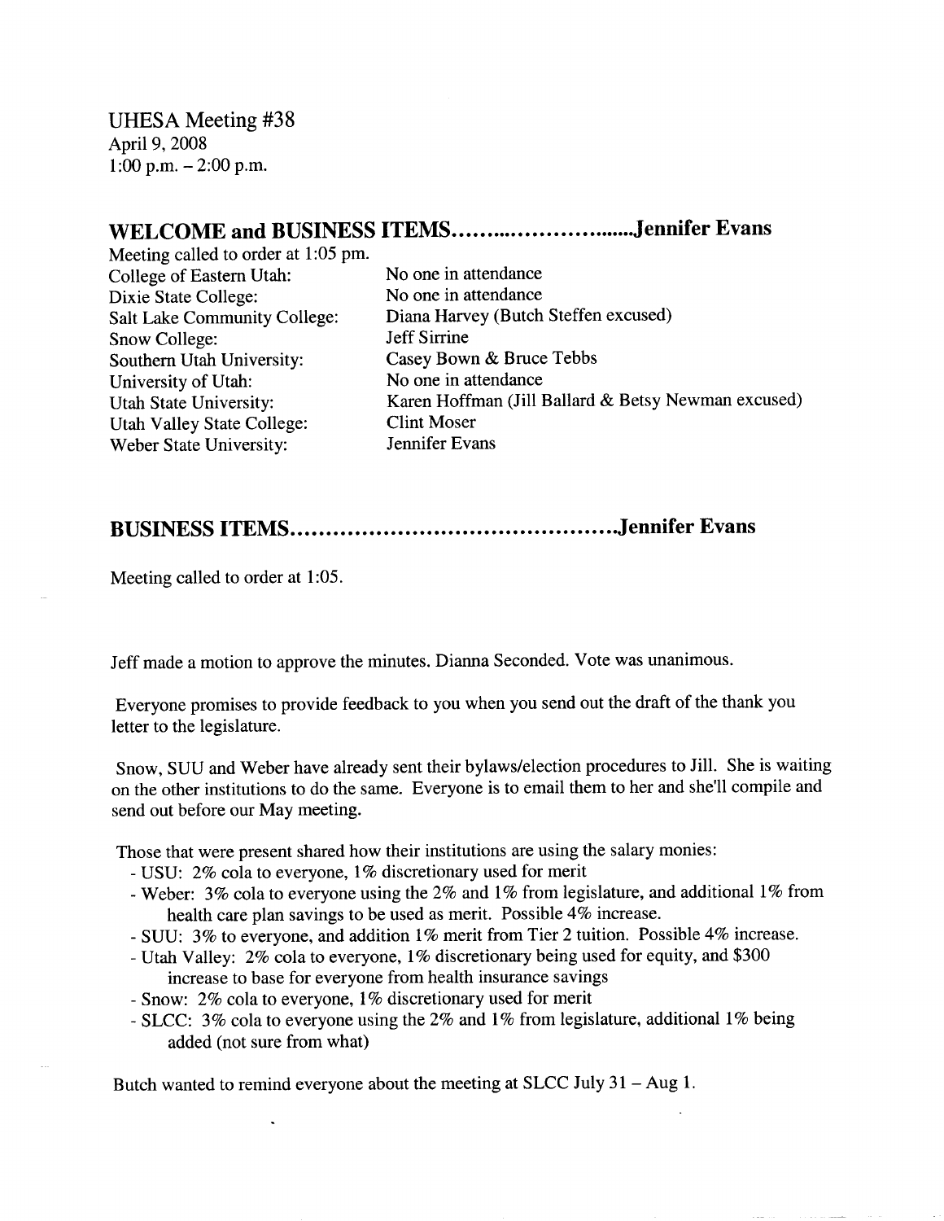UHESA Meeting #38
April 9, 2008
1:00 p.m. – 2:00 p.m.

## WELCOME and BUSINESS ITEMS……………………….Jennifer Evans

Meeting called to order at 1:05 pm.

| | |
|---|---|
| College of Eastern Utah: | No one in attendance |
| Dixie State College: | No one in attendance |
| Salt Lake Community College: | Diana Harvey (Butch Steffen excused) |
| Snow College: | Jeff Sirrine |
| Southern Utah University: | Casey Bown & Bruce Tebbs |
| University of Utah: | No one in attendance |
| Utah State University: | Karen Hoffman (Jill Ballard & Betsy Newman excused) |
| Utah Valley State College: | Clint Moser |
| Weber State University: | Jennifer Evans |

## BUSINESS ITEMS……………………………………….Jennifer Evans

Meeting called to order at 1:05.

Jeff made a motion to approve the minutes. Dianna Seconded. Vote was unanimous.

Everyone promises to provide feedback to you when you send out the draft of the thank you letter to the legislature.

Snow, SUU and Weber have already sent their bylaws/election procedures to Jill. She is waiting on the other institutions to do the same. Everyone is to email them to her and she'll compile and send out before our May meeting.

Those that were present shared how their institutions are using the salary monies:

- USU: 2% cola to everyone, 1% discretionary used for merit
- Weber: 3% cola to everyone using the 2% and 1% from legislature, and additional 1% from health care plan savings to be used as merit. Possible 4% increase.
- SUU: 3% to everyone, and addition 1% merit from Tier 2 tuition. Possible 4% increase.
- Utah Valley: 2% cola to everyone, 1% discretionary being used for equity, and $300 increase to base for everyone from health insurance savings
- Snow: 2% cola to everyone, 1% discretionary used for merit
- SLCC: 3% cola to everyone using the 2% and 1% from legislature, additional 1% being added (not sure from what)

Butch wanted to remind everyone about the meeting at SLCC July 31 – Aug 1.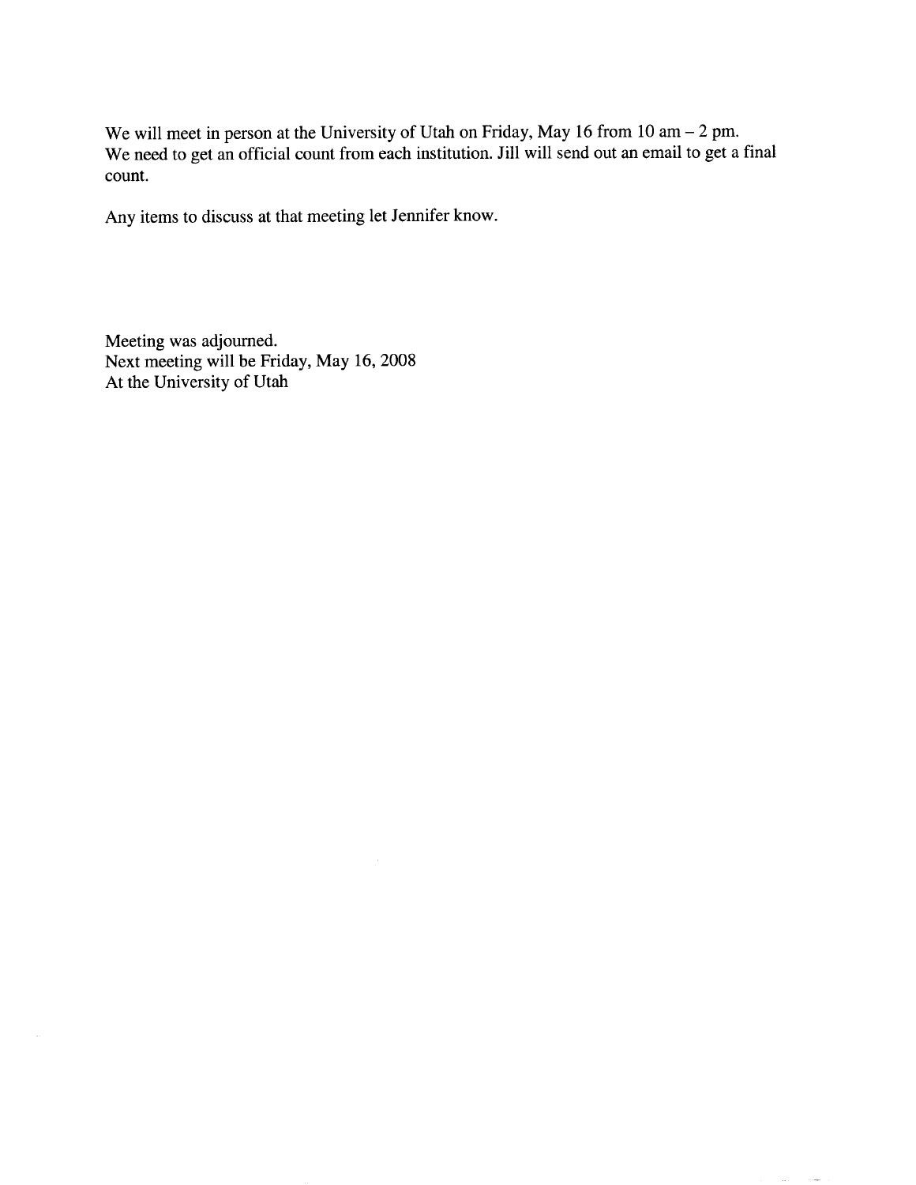We will meet in person at the University of Utah on Friday, May 16 from 10 am – 2 pm.
We need to get an official count from each institution. Jill will send out an email to get a final count.

Any items to discuss at that meeting let Jennifer know.

Meeting was adjourned.
Next meeting will be Friday, May 16, 2008
At the University of Utah